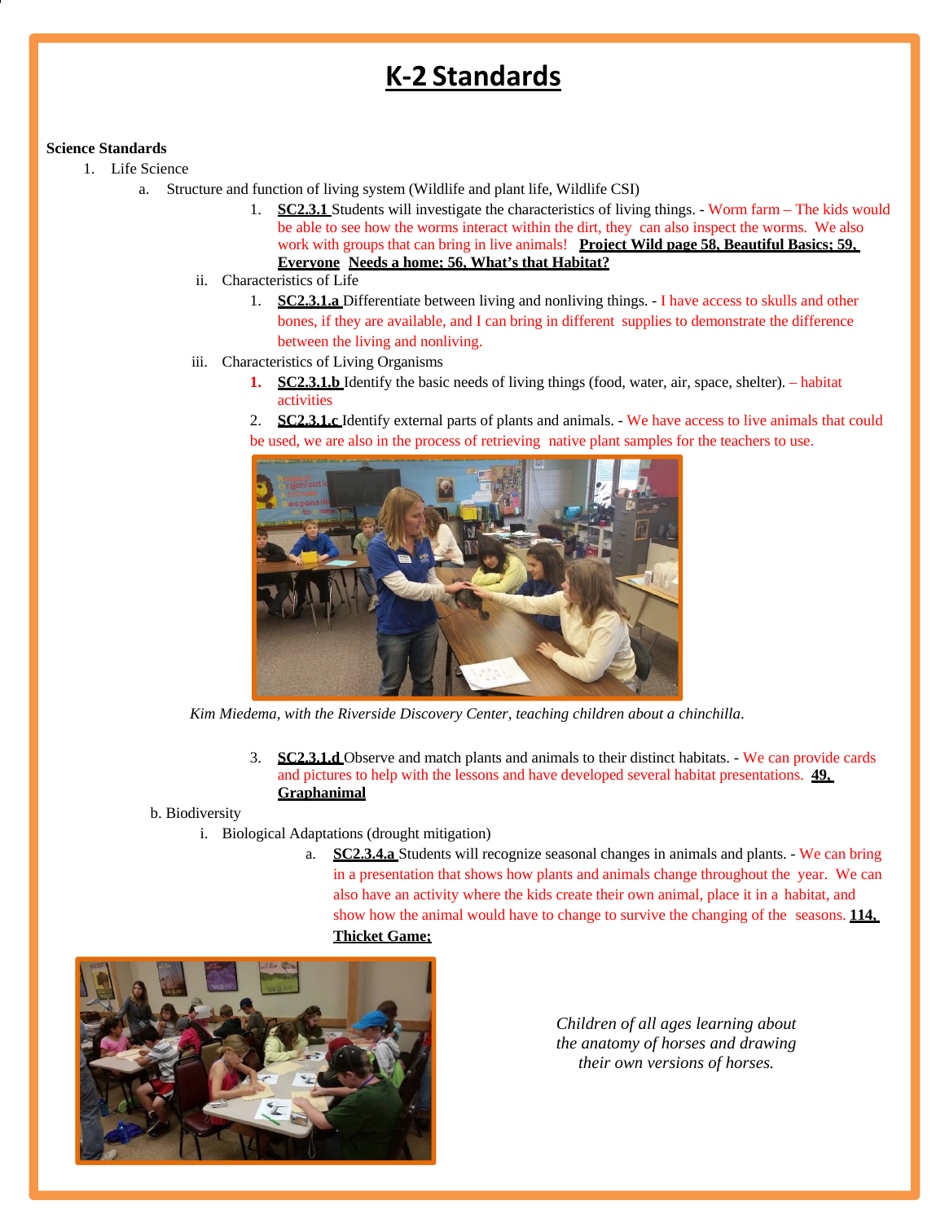# K-2 Standards

**Science Standards**

1. Life Science
   a. Structure and function of living system (Wildlife and plant life, Wildlife CSI)
      1. **SC2.3.1** Students will investigate the characteristics of living things. - Worm farm – The kids would be able to see how the worms interact within the dirt, they can also inspect the worms. We also work with groups that can bring in live animals! **Project Wild page 58, Beautiful Basics; 59, Everyone Needs a home; 56, What's that Habitat?**

   ii. Characteristics of Life
      1. **SC2.3.1.a** Differentiate between living and nonliving things. - I have access to skulls and other bones, if they are available, and I can bring in different supplies to demonstrate the difference between the living and nonliving.

   iii. Characteristics of Living Organisms
      1. **SC2.3.1.b** Identify the basic needs of living things (food, water, air, space, shelter). – habitat activities
      2. **SC2.3.1.c** Identify external parts of plants and animals. - We have access to live animals that could be used, we are also in the process of retrieving native plant samples for the teachers to use.

*Kim Miedema, with the Riverside Discovery Center, teaching children about a chinchilla.*

      3. **SC2.3.1.d** Observe and match plants and animals to their distinct habitats. - We can provide cards and pictures to help with the lessons and have developed several habitat presentations. **49, Graphanimal**

   b. Biodiversity
      i. Biological Adaptations (drought mitigation)
         a. **SC2.3.4.a** Students will recognize seasonal changes in animals and plants. - We can bring in a presentation that shows how plants and animals change throughout the year. We can also have an activity where the kids create their own animal, place it in a habitat, and show how the animal would have to change to survive the changing of the seasons. **114, Thicket Game;**

*Children of all ages learning about the anatomy of horses and drawing their own versions of horses.*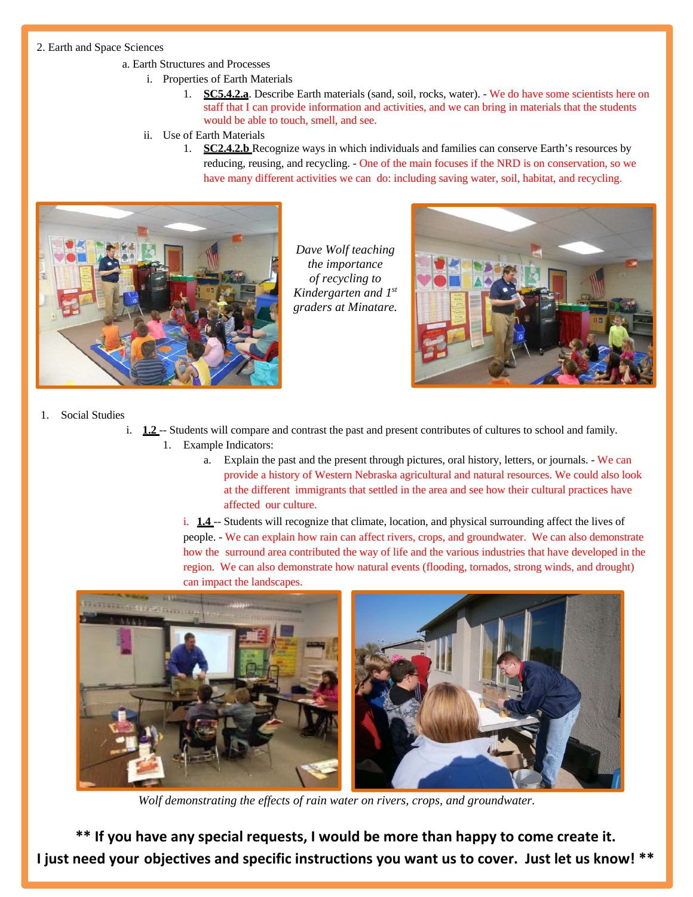2. Earth and Space Sciences

a. Earth Structures and Processes

i. Properties of Earth Materials

1. **SC5.4.2.a**. Describe Earth materials (sand, soil, rocks, water). - We do have some scientists here on staff that I can provide information and activities, and we can bring in materials that the students would be able to touch, smell, and see.

ii. Use of Earth Materials

1. **SC2.4.2.b** Recognize ways in which individuals and families can conserve Earth's resources by reducing, reusing, and recycling. - One of the main focuses if the NRD is on conservation, so we have many different activities we can do: including saving water, soil, habitat, and recycling.

*Dave Wolf teaching the importance of recycling to Kindergarten and 1st graders at Minatare.*

1. Social Studies

i. **1.2** -- Students will compare and contrast the past and present contributes of cultures to school and family.

1. Example Indicators:

a. Explain the past and the present through pictures, oral history, letters, or journals. - We can provide a history of Western Nebraska agricultural and natural resources. We could also look at the different immigrants that settled in the area and see how their cultural practices have affected our culture.

i. **1.4** -- Students will recognize that climate, location, and physical surrounding affect the lives of people. - We can explain how rain can affect rivers, crops, and groundwater. We can also demonstrate how the surround area contributed the way of life and the various industries that have developed in the region. We can also demonstrate how natural events (flooding, tornados, strong winds, and drought) can impact the landscapes.

*Wolf demonstrating the effects of rain water on rivers, crops, and groundwater.*

**** If you have any special requests, I would be more than happy to come create it.**
**I just need your objectives and specific instructions you want us to cover. Just let us know! ****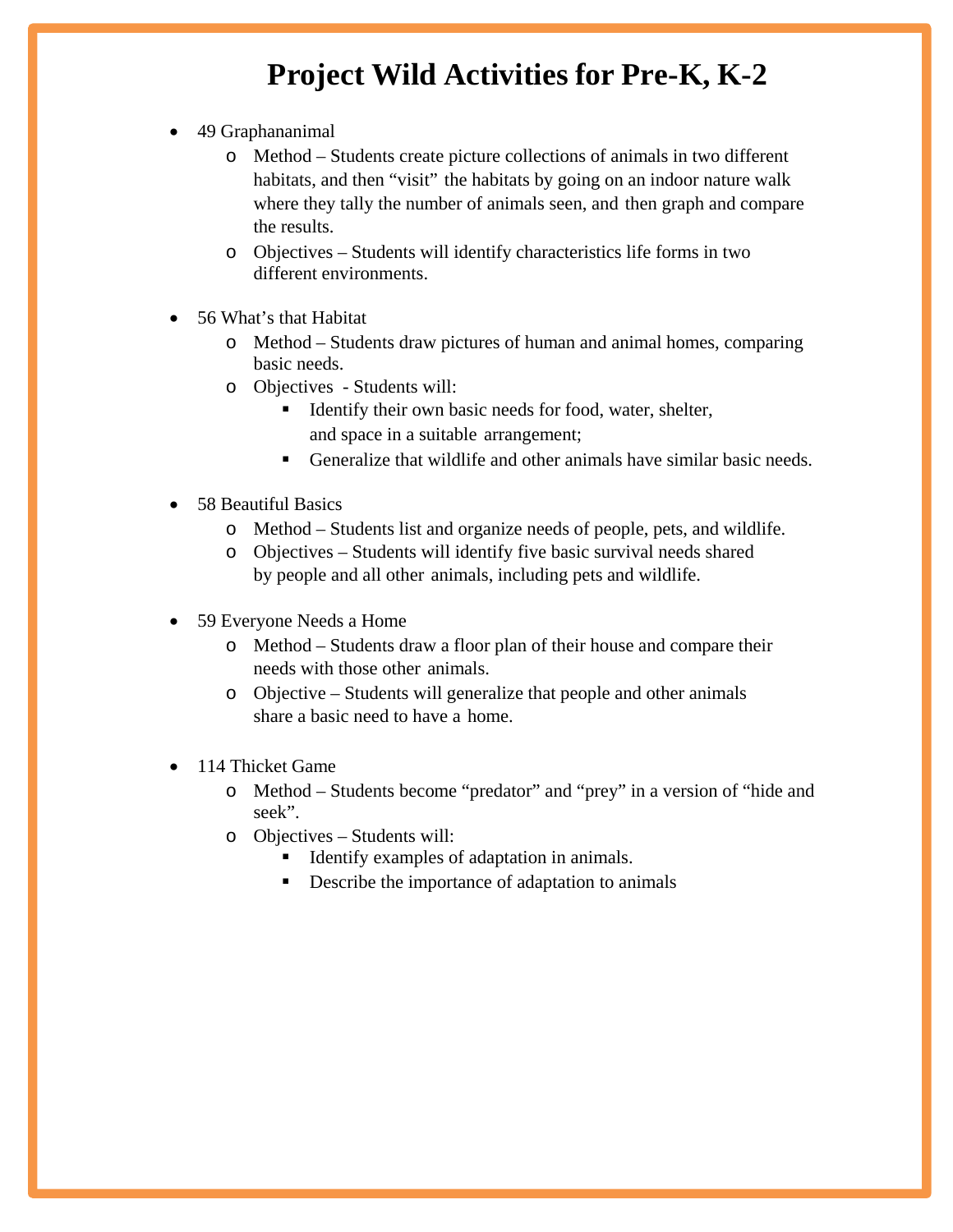# Project Wild Activities for Pre-K, K-2

- 49 Graphananimal
  - Method – Students create picture collections of animals in two different habitats, and then "visit" the habitats by going on an indoor nature walk where they tally the number of animals seen, and then graph and compare the results.
  - Objectives – Students will identify characteristics life forms in two different environments.

- 56 What's that Habitat
  - Method – Students draw pictures of human and animal homes, comparing basic needs.
  - Objectives - Students will:
    - Identify their own basic needs for food, water, shelter, and space in a suitable arrangement;
    - Generalize that wildlife and other animals have similar basic needs.

- 58 Beautiful Basics
  - Method – Students list and organize needs of people, pets, and wildlife.
  - Objectives – Students will identify five basic survival needs shared by people and all other animals, including pets and wildlife.

- 59 Everyone Needs a Home
  - Method – Students draw a floor plan of their house and compare their needs with those other animals.
  - Objective – Students will generalize that people and other animals share a basic need to have a home.

- 114 Thicket Game
  - Method – Students become "predator" and "prey" in a version of "hide and seek".
  - Objectives – Students will:
    - Identify examples of adaptation in animals.
    - Describe the importance of adaptation to animals